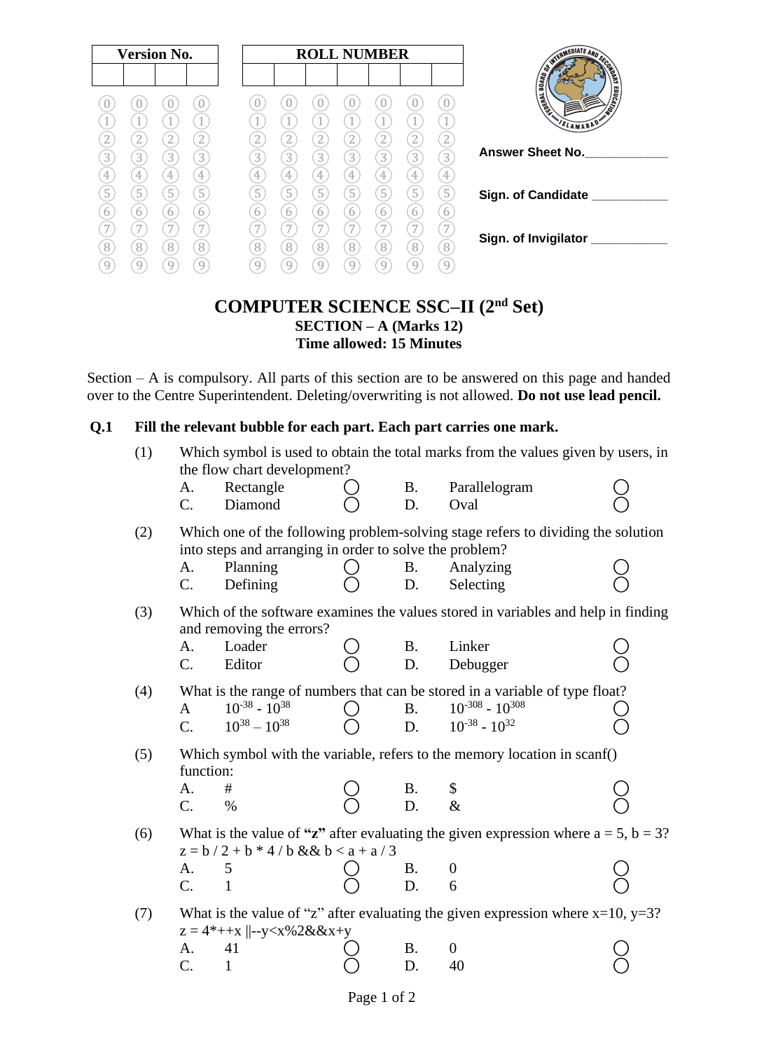| Version No. | | | |
|---|---|---|---|
| | | | |

| ROLL NUMBER | | | | | | |
|---|---|---|---|---|---|---|
| | | | | | | |

Answer Sheet No.____________

Sign. of Candidate ___________

Sign. of Invigilator ___________

# COMPUTER SCIENCE SSC–II (2nd Set)

## SECTION – A (Marks 12)

**Time allowed: 15 Minutes**

Section – A is compulsory. All parts of this section are to be answered on this page and handed over to the Centre Superintendent. Deleting/overwriting is not allowed. **Do not use lead pencil.**

**Q.1 Fill the relevant bubble for each part. Each part carries one mark.**

(1) Which symbol is used to obtain the total marks from the values given by users, in the flow chart development?

| | | | | | |
|---|---|---|---|---|---|
| A. | Rectangle | ◯ | B. | Parallelogram | ◯ |
| C. | Diamond | ◯ | D. | Oval | ◯ |

(2) Which one of the following problem-solving stage refers to dividing the solution into steps and arranging in order to solve the problem?

| | | | | | |
|---|---|---|---|---|---|
| A. | Planning | ◯ | B. | Analyzing | ◯ |
| C. | Defining | ◯ | D. | Selecting | ◯ |

(3) Which of the software examines the values stored in variables and help in finding and removing the errors?

| | | | | | |
|---|---|---|---|---|---|
| A. | Loader | ◯ | B. | Linker | ◯ |
| C. | Editor | ◯ | D. | Debugger | ◯ |

(4) What is the range of numbers that can be stored in a variable of type float?

| | | | | | |
|---|---|---|---|---|---|
| A | $10^{-38}$ - $10^{38}$ | ◯ | B. | $10^{-308}$ - $10^{308}$ | ◯ |
| C. | $10^{38}$ – $10^{38}$ | ◯ | D. | $10^{-38}$ - $10^{32}$ | ◯ |

(5) Which symbol with the variable, refers to the memory location in scanf() function:

| | | | | | |
|---|---|---|---|---|---|
| A. | # | ◯ | B. | $ | ◯ |
| C. | % | ◯ | D. | & | ◯ |

(6) What is the value of **"z"** after evaluating the given expression where a = 5, b = 3?
z = b / 2 + b * 4 / b && b < a + a / 3

| | | | | | |
|---|---|---|---|---|---|
| A. | 5 | ◯ | B. | 0 | ◯ |
| C. | 1 | ◯ | D. | 6 | ◯ |

(7) What is the value of "z" after evaluating the given expression where x=10, y=3?
z = 4*++x ||--y<x%2&&x+y

| | | | | | |
|---|---|---|---|---|---|
| A. | 41 | ◯ | B. | 0 | ◯ |
| C. | 1 | ◯ | D. | 40 | ◯ |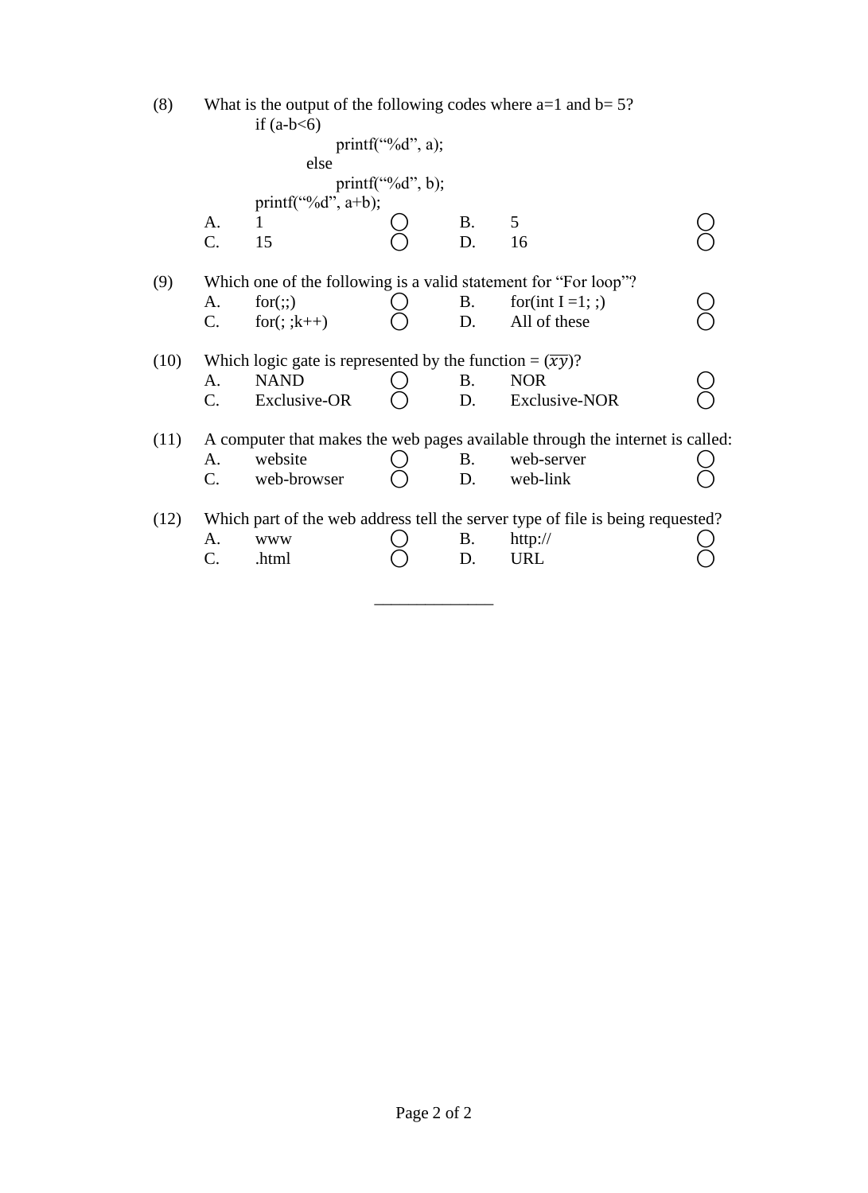(8) What is the output of the following codes where a=1 and b= 5?

```
if (a-b<6)
        printf(“%d”, a);
    else
        printf(“%d”, b);
printf(“%d”, a+b);
```

A. 1 ◯ B. 5 ◯
C. 15 ◯ D. 16 ◯

(9) Which one of the following is a valid statement for “For loop”?

A. for(;;) ◯ B. for(int I =1; ;) ◯
C. for(; ;k++) ◯ D. All of these ◯

(10) Which logic gate is represented by the function = $(\overline{xy})$?

A. NAND ◯ B. NOR ◯
C. Exclusive-OR ◯ D. Exclusive-NOR ◯

(11) A computer that makes the web pages available through the internet is called:

A. website ◯ B. web-server ◯
C. web-browser ◯ D. web-link ◯

(12) Which part of the web address tell the server type of file is being requested?

A. www ◯ B. http:// ◯
C. .html ◯ D. URL ◯

______________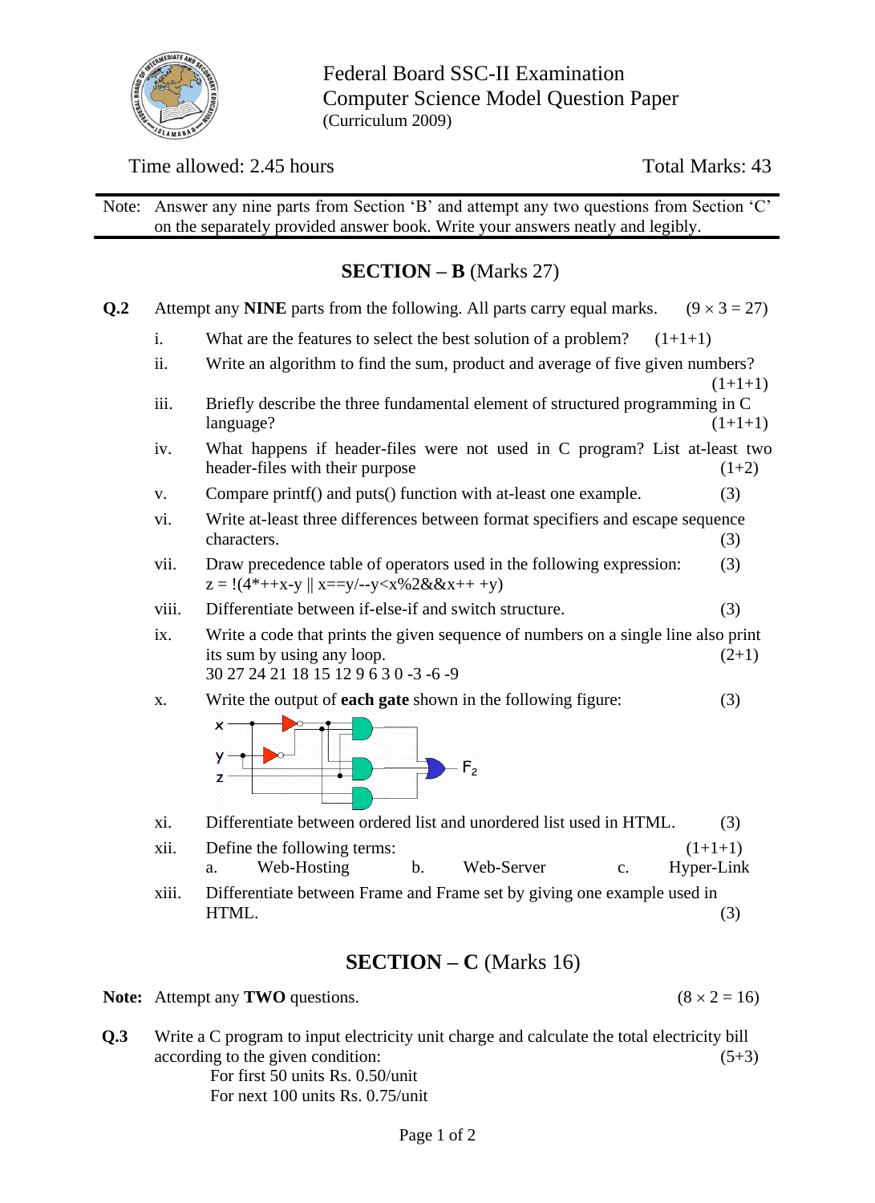Federal Board SSC-II Examination
Computer Science Model Question Paper
(Curriculum 2009)

Time allowed: 2.45 hours | Total Marks: 43

Note: Answer any nine parts from Section 'B' and attempt any two questions from Section 'C' on the separately provided answer book. Write your answers neatly and legibly.

## SECTION – B (Marks 27)

**Q.2** Attempt any **NINE** parts from the following. All parts carry equal marks. (9 × 3 = 27)

i. What are the features to select the best solution of a problem? (1+1+1)

ii. Write an algorithm to find the sum, product and average of five given numbers? (1+1+1)

iii. Briefly describe the three fundamental element of structured programming in C language? (1+1+1)

iv. What happens if header-files were not used in C program? List at-least two header-files with their purpose (1+2)

v. Compare printf() and puts() function with at-least one example. (3)

vi. Write at-least three differences between format specifiers and escape sequence characters. (3)

vii. Draw precedence table of operators used in the following expression: (3)
z = !(4*++x-y || x==y/--y<x%2&&x++ +y)

viii. Differentiate between if-else-if and switch structure. (3)

ix. Write a code that prints the given sequence of numbers on a single line also print its sum by using any loop. (2+1)
30 27 24 21 18 15 12 9 6 3 0 -3 -6 -9

x. Write the output of **each gate** shown in the following figure: (3)

xi. Differentiate between ordered list and unordered list used in HTML. (3)

xii. Define the following terms: (1+1+1)
a. Web-Hosting b. Web-Server c. Hyper-Link

xiii. Differentiate between Frame and Frame set by giving one example used in HTML. (3)

## SECTION – C (Marks 16)

**Note:** Attempt any **TWO** questions. (8 × 2 = 16)

**Q.3** Write a C program to input electricity unit charge and calculate the total electricity bill according to the given condition: (5+3)

For first 50 units Rs. 0.50/unit
For next 100 units Rs. 0.75/unit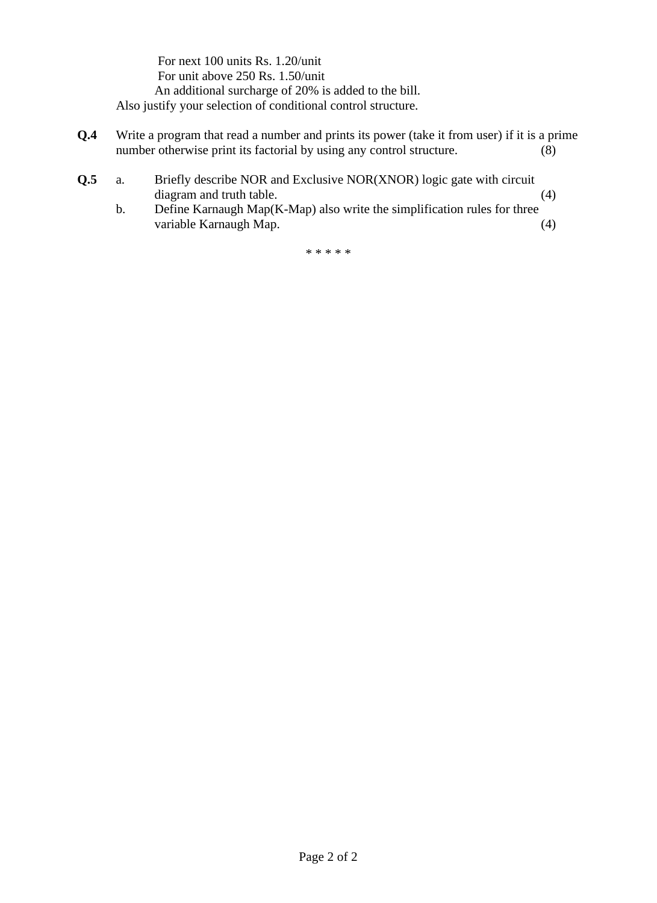For next 100 units Rs. 1.20/unit
For unit above 250 Rs. 1.50/unit
An additional surcharge of 20% is added to the bill.

Also justify your selection of conditional control structure.

**Q.4** Write a program that read a number and prints its power (take it from user) if it is a prime number otherwise print its factorial by using any control structure. (8)

**Q.5**

a. Briefly describe NOR and Exclusive NOR(XNOR) logic gate with circuit diagram and truth table. (4)

b. Define Karnaugh Map(K-Map) also write the simplification rules for three variable Karnaugh Map. (4)

* * * * *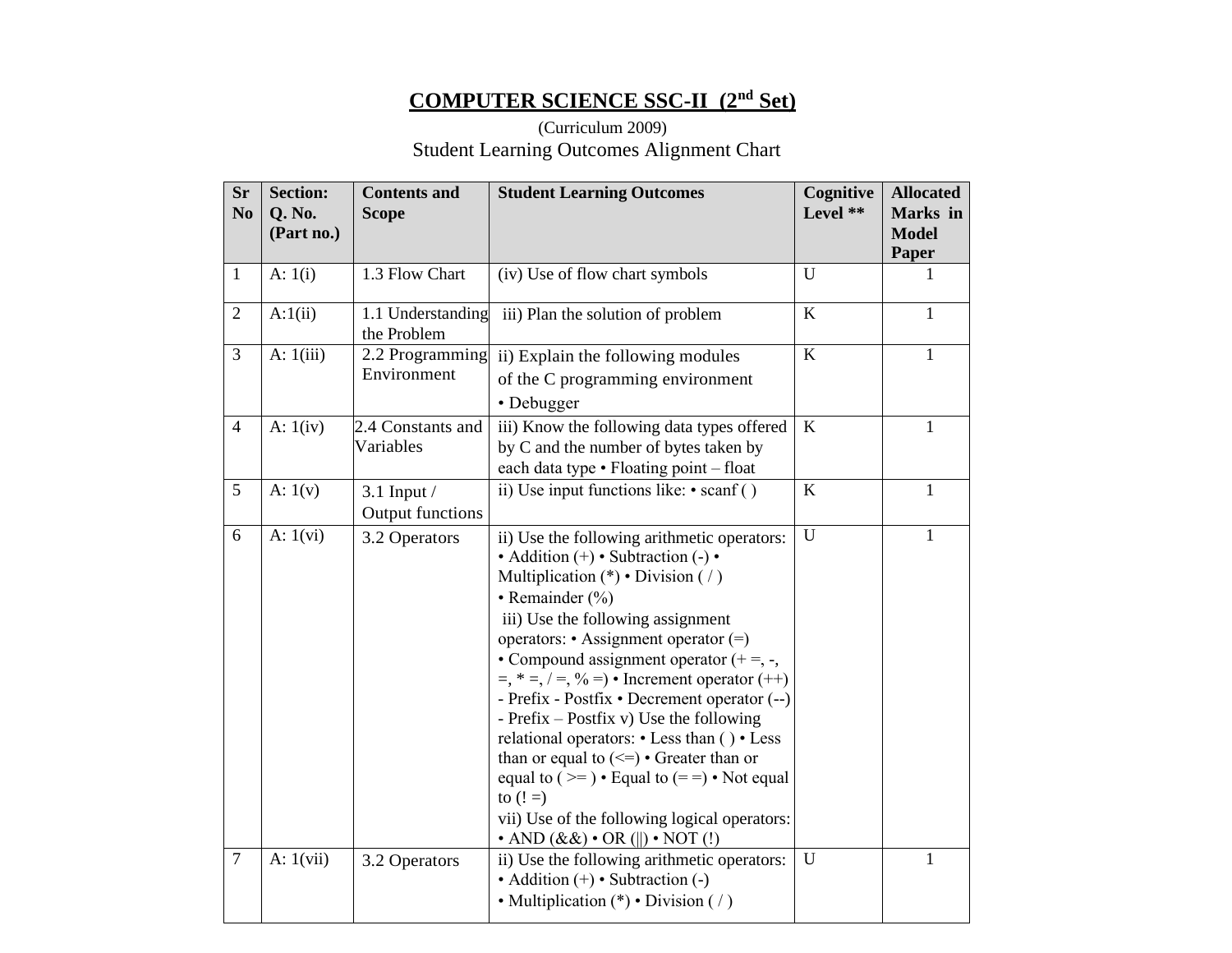## COMPUTER SCIENCE SSC-II (2nd Set)

(Curriculum 2009)

Student Learning Outcomes Alignment Chart

| Sr No | Section: Q. No. (Part no.) | Contents and Scope | Student Learning Outcomes | Cognitive Level ** | Allocated Marks in Model Paper |
|---|---|---|---|---|---|
| 1 | A: 1(i) | 1.3 Flow Chart | (iv) Use of flow chart symbols | U | 1 |
| 2 | A:1(ii) | 1.1 Understanding the Problem | iii) Plan the solution of problem | K | 1 |
| 3 | A: 1(iii) | 2.2 Programming Environment | ii) Explain the following modules of the C programming environment • Debugger | K | 1 |
| 4 | A: 1(iv) | 2.4 Constants and Variables | iii) Know the following data types offered by C and the number of bytes taken by each data type • Floating point – float | K | 1 |
| 5 | A: 1(v) | 3.1 Input / Output functions | ii) Use input functions like: • scanf ( ) | K | 1 |
| 6 | A: 1(vi) | 3.2 Operators | ii) Use the following arithmetic operators: • Addition (+) • Subtraction (-) • Multiplication (*) • Division ( / ) • Remainder (%) iii) Use the following assignment operators: • Assignment operator (=) • Compound assignment operator (+ =, -, =, * =, / =, % =) • Increment operator (++) - Prefix - Postfix • Decrement operator (--) - Prefix – Postfix v) Use the following relational operators: • Less than ( ) • Less than or equal to (<=) • Greater than or equal to ( >= ) • Equal to (= =) • Not equal to (! =) vii) Use of the following logical operators: • AND (&&) • OR (‖) • NOT (!) | U | 1 |
| 7 | A: 1(vii) | 3.2 Operators | ii) Use the following arithmetic operators: • Addition (+) • Subtraction (-) • Multiplication (*) • Division ( / ) | U | 1 |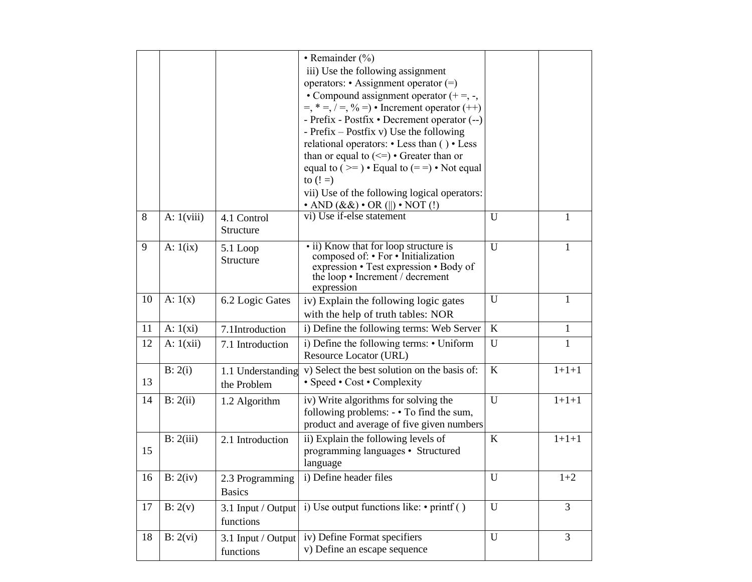| | | | • Remainder (%)<br>iii) Use the following assignment operators: • Assignment operator (=)<br>• Compound assignment operator (+ =, -, =, * =, / =, % =) • Increment operator (++) - Prefix - Postfix • Decrement operator (--) - Prefix – Postfix v) Use the following relational operators: • Less than ( ) • Less than or equal to (<=) • Greater than or equal to ( >= ) • Equal to (= =) • Not equal to (! =)<br>vii) Use of the following logical operators: • AND (&&) • OR (‖) • NOT (!) | | |
|---|---|---|---|---|---|
| 8 | A: 1(viii) | 4.1 Control Structure | vi) Use if-else statement | U | 1 |
| 9 | A: 1(ix) | 5.1 Loop Structure | • ii) Know that for loop structure is composed of: • For • Initialization expression • Test expression • Body of the loop • Increment / decrement expression | U | 1 |
| 10 | A: 1(x) | 6.2 Logic Gates | iv) Explain the following logic gates with the help of truth tables: NOR | U | 1 |
| 11 | A: 1(xi) | 7.1Introduction | i) Define the following terms: Web Server | K | 1 |
| 12 | A: 1(xii) | 7.1 Introduction | i) Define the following terms: • Uniform Resource Locator (URL) | U | 1 |
| 13 | B: 2(i) | 1.1 Understanding the Problem | v) Select the best solution on the basis of: • Speed • Cost • Complexity | K | 1+1+1 |
| 14 | B: 2(ii) | 1.2 Algorithm | iv) Write algorithms for solving the following problems: - • To find the sum, product and average of five given numbers | U | 1+1+1 |
| 15 | B: 2(iii) | 2.1 Introduction | ii) Explain the following levels of programming languages • Structured language | K | 1+1+1 |
| 16 | B: 2(iv) | 2.3 Programming Basics | i) Define header files | U | 1+2 |
| 17 | B: 2(v) | 3.1 Input / Output functions | i) Use output functions like: • printf ( ) | U | 3 |
| 18 | B: 2(vi) | 3.1 Input / Output functions | iv) Define Format specifiers<br>v) Define an escape sequence | U | 3 |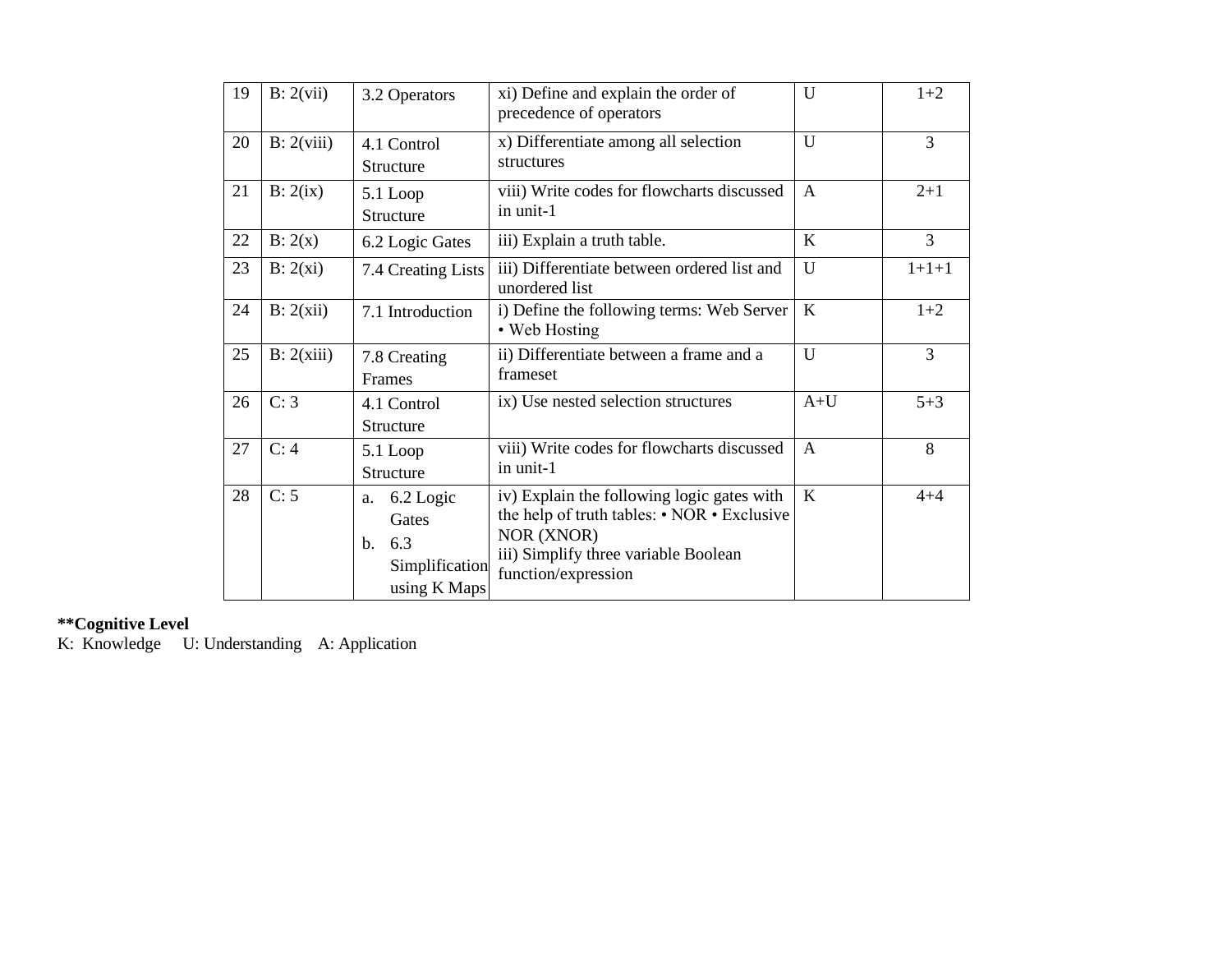| 19 | B: 2(vii) | 3.2 Operators | xi) Define and explain the order of precedence of operators | U | 1+2 |
|---|---|---|---|---|---|
| 20 | B: 2(viii) | 4.1 Control Structure | x) Differentiate among all selection structures | U | 3 |
| 21 | B: 2(ix) | 5.1 Loop Structure | viii) Write codes for flowcharts discussed in unit-1 | A | 2+1 |
| 22 | B: 2(x) | 6.2 Logic Gates | iii) Explain a truth table. | K | 3 |
| 23 | B: 2(xi) | 7.4 Creating Lists | iii) Differentiate between ordered list and unordered list | U | 1+1+1 |
| 24 | B: 2(xii) | 7.1 Introduction | i) Define the following terms: Web Server • Web Hosting | K | 1+2 |
| 25 | B: 2(xiii) | 7.8 Creating Frames | ii) Differentiate between a frame and a frameset | U | 3 |
| 26 | C: 3 | 4.1 Control Structure | ix) Use nested selection structures | A+U | 5+3 |
| 27 | C: 4 | 5.1 Loop Structure | viii) Write codes for flowcharts discussed in unit-1 | A | 8 |
| 28 | C: 5 | a. 6.2 Logic Gates<br>b. 6.3 Simplification using K Maps | iv) Explain the following logic gates with the help of truth tables: • NOR • Exclusive NOR (XNOR)<br>iii) Simplify three variable Boolean function/expression | K | 4+4 |

****Cognitive Level**

K: Knowledge U: Understanding A: Application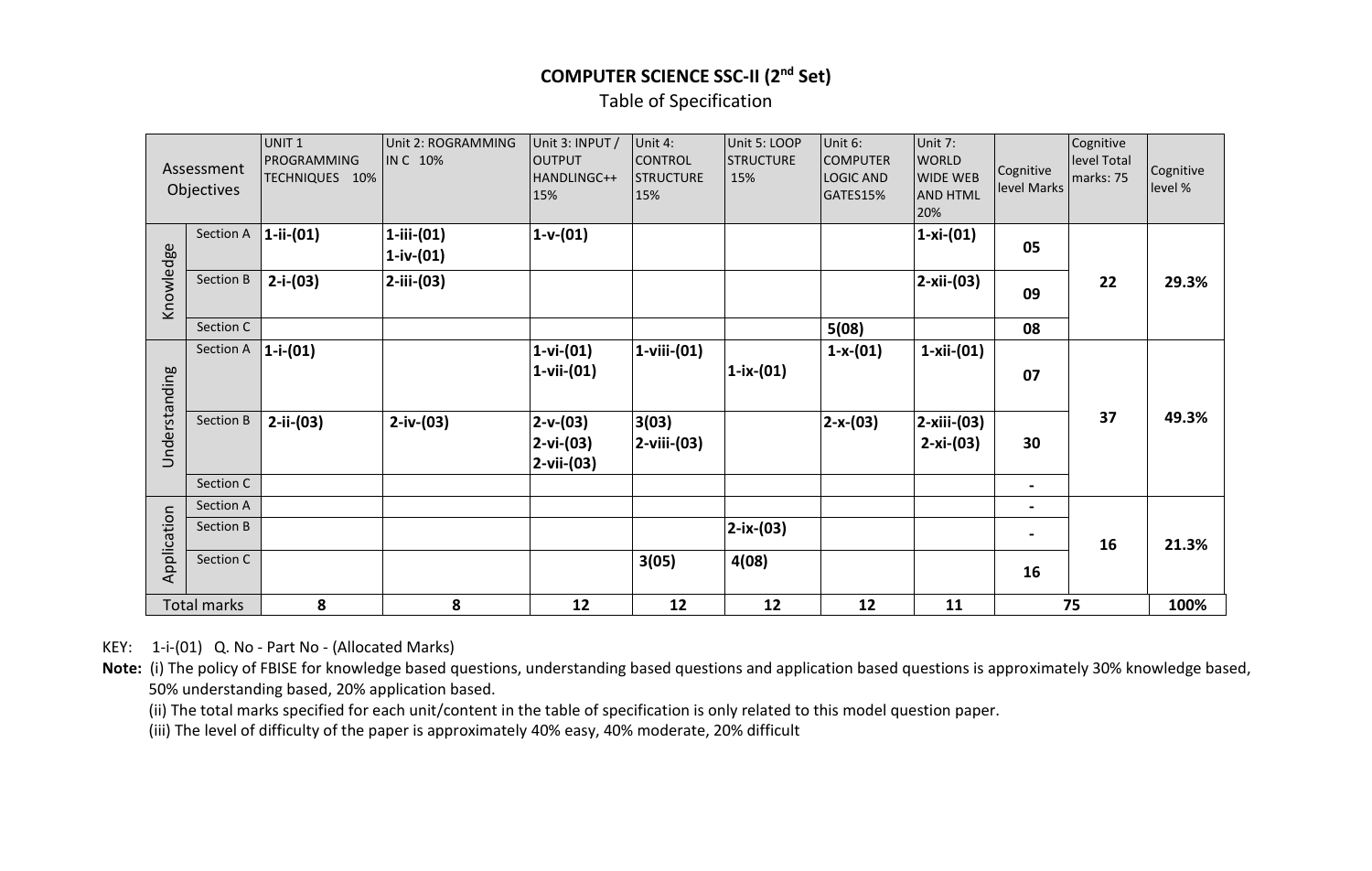## COMPUTER SCIENCE SSC-II (2nd Set)

Table of Specification

| Assessment Objectives | | UNIT 1 PROGRAMMING TECHNIQUES 10% | Unit 2: ROGRAMMING IN C 10% | Unit 3: INPUT / OUTPUT HANDLINGC++ 15% | Unit 4: CONTROL STRUCTURE 15% | Unit 5: LOOP STRUCTURE 15% | Unit 6: COMPUTER LOGIC AND GATES15% | Unit 7: WORLD WIDE WEB AND HTML 20% | Cognitive level Marks | Cognitive level Total marks: 75 | Cognitive level % |
|---|---|---|---|---|---|---|---|---|---|---|---|
| Knowledge | Section A | **1-ii-(01)** | **1-iii-(01)** **1-iv-(01)** | **1-v-(01)** | | | | **1-xi-(01)** | **05** | **22** | **29.3%** |
| | Section B | **2-i-(03)** | **2-iii-(03)** | | | | | **2-xii-(03)** | **09** | | |
| | Section C | | | | | | **5(08)** | | **08** | | |
| Understanding | Section A | **1-i-(01)** | | **1-vi-(01)** **1-vii-(01)** | **1-viii-(01)** | **1-ix-(01)** | **1-x-(01)** | **1-xii-(01)** | **07** | **37** | **49.3%** |
| | Section B | **2-ii-(03)** | **2-iv-(03)** | **2-v-(03)** **2-vi-(03)** **2-vii-(03)** | **3(03)** **2-viii-(03)** | | **2-x-(03)** | **2-xiii-(03)** **2-xi-(03)** | **30** | | |
| | Section C | | | | | | | | **-** | | |
| Application | Section A | | | | | | | | **-** | **16** | **21.3%** |
| | Section B | | | | | **2-ix-(03)** | | | **-** | | |
| | Section C | | | | **3(05)** | **4(08)** | | | **16** | | |
| Total marks | | **8** | **8** | **12** | **12** | **12** | **12** | **11** | **75** | | **100%** |

KEY: 1-i-(01) Q. No - Part No - (Allocated Marks)

**Note:** (i) The policy of FBISE for knowledge based questions, understanding based questions and application based questions is approximately 30% knowledge based, 50% understanding based, 20% application based.

(ii) The total marks specified for each unit/content in the table of specification is only related to this model question paper.

(iii) The level of difficulty of the paper is approximately 40% easy, 40% moderate, 20% difficult